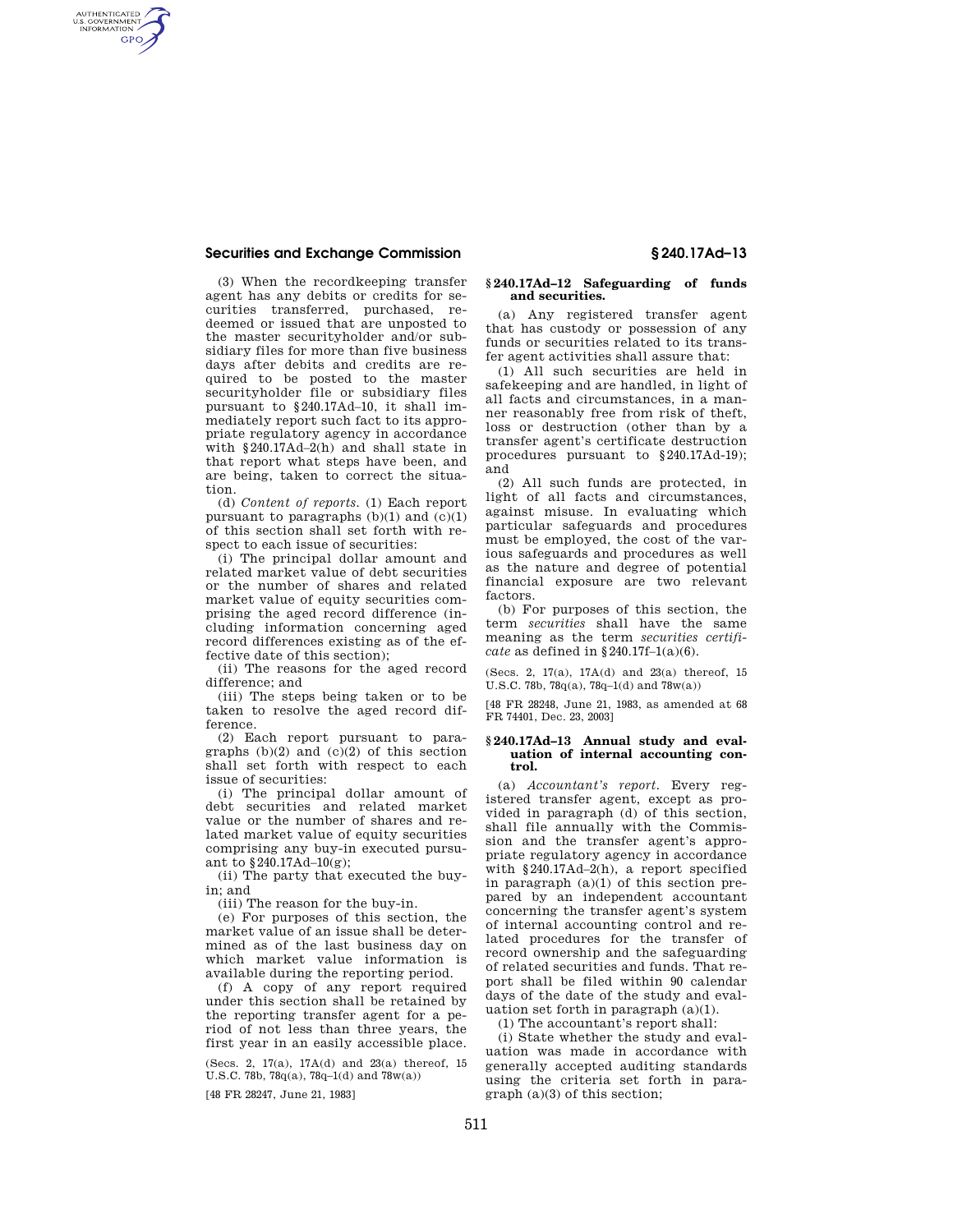(3) When the recordkeeping transfer agent has any debits or credits for securities transferred, purchased, redeemed or issued that are unposted to the master securityholder and/or subsidiary files for more than five business days after debits and credits are required to be posted to the master securityholder file or subsidiary files pursuant to §240.17Ad–10, it shall immediately report such fact to its appropriate regulatory agency in accordance with §240.17Ad–2(h) and shall state in that report what steps have been, and are being, taken to correct the situation.

(d) *Content of reports.* (1) Each report pursuant to paragraphs (b)(1) and (c)(1) of this section shall set forth with respect to each issue of securities:

(i) The principal dollar amount and related market value of debt securities or the number of shares and related market value of equity securities comprising the aged record difference (including information concerning aged record differences existing as of the effective date of this section);

(ii) The reasons for the aged record difference; and

(iii) The steps being taken or to be taken to resolve the aged record difference.

(2) Each report pursuant to paragraphs (b)(2) and (c)(2) of this section shall set forth with respect to each issue of securities:

(i) The principal dollar amount of debt securities and related market value or the number of shares and related market value of equity securities comprising any buy-in executed pursuant to §240.17Ad–10(g);

(ii) The party that executed the buy-in; and

(iii) The reason for the buy-in.

(e) For purposes of this section, the market value of an issue shall be determined as of the last business day on which market value information is available during the reporting period.

(f) A copy of any report required under this section shall be retained by the reporting transfer agent for a period of not less than three years, the first year in an easily accessible place.

(Secs. 2, 17(a), 17A(d) and 23(a) thereof, 15 U.S.C. 78b, 78q(a), 78q–1(d) and 78w(a))

[48 FR 28247, June 21, 1983]

### §240.17Ad–12 Safeguarding of funds and securities.

(a) Any registered transfer agent that has custody or possession of any funds or securities related to its transfer agent activities shall assure that:

(1) All such securities are held in safekeeping and are handled, in light of all facts and circumstances, in a manner reasonably free from risk of theft, loss or destruction (other than by a transfer agent's certificate destruction procedures pursuant to §240.17Ad-19); and

(2) All such funds are protected, in light of all facts and circumstances, against misuse. In evaluating which particular safeguards and procedures must be employed, the cost of the various safeguards and procedures as well as the nature and degree of potential financial exposure are two relevant factors.

(b) For purposes of this section, the term *securities* shall have the same meaning as the term *securities certificate* as defined in §240.17f–1(a)(6).

(Secs. 2, 17(a), 17A(d) and 23(a) thereof, 15 U.S.C. 78b, 78q(a), 78q–1(d) and 78w(a))

[48 FR 28248, June 21, 1983, as amended at 68 FR 74401, Dec. 23, 2003]

### §240.17Ad–13 Annual study and evaluation of internal accounting control.

(a) *Accountant's report.* Every registered transfer agent, except as provided in paragraph (d) of this section, shall file annually with the Commission and the transfer agent's appropriate regulatory agency in accordance with §240.17Ad–2(h), a report specified in paragraph (a)(1) of this section prepared by an independent accountant concerning the transfer agent's system of internal accounting control and related procedures for the transfer of record ownership and the safeguarding of related securities and funds. That report shall be filed within 90 calendar days of the date of the study and evaluation set forth in paragraph (a)(1).

(1) The accountant's report shall:

(i) State whether the study and evaluation was made in accordance with generally accepted auditing standards using the criteria set forth in paragraph (a)(3) of this section;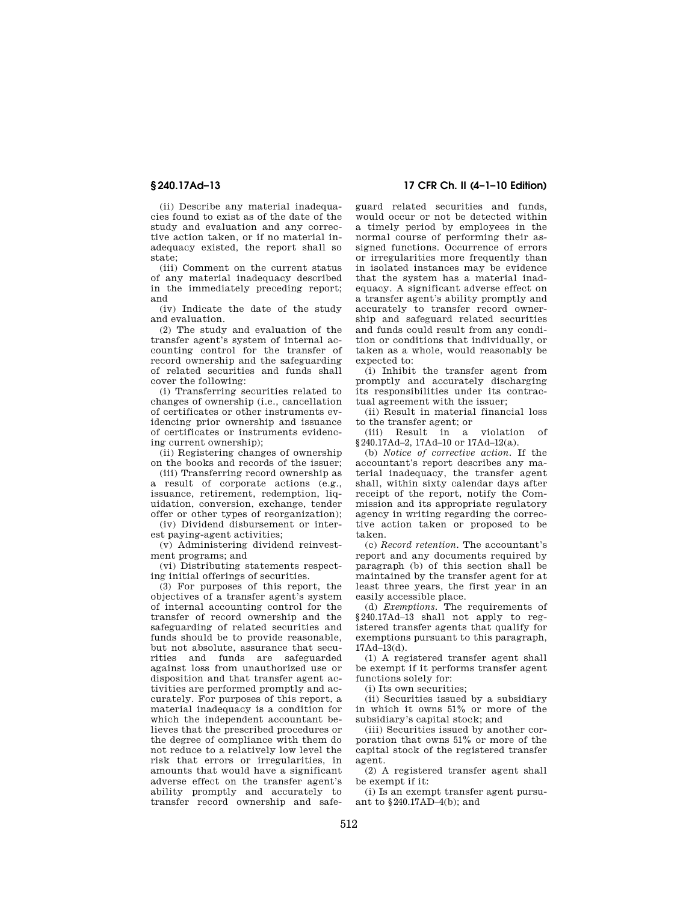(ii) Describe any material inadequacies found to exist as of the date of the study and evaluation and any corrective action taken, or if no material inadequacy existed, the report shall so state;

(iii) Comment on the current status of any material inadequacy described in the immediately preceding report; and

(iv) Indicate the date of the study and evaluation.

(2) The study and evaluation of the transfer agent's system of internal accounting control for the transfer of record ownership and the safeguarding of related securities and funds shall cover the following:

(i) Transferring securities related to changes of ownership (i.e., cancellation of certificates or other instruments evidencing prior ownership and issuance of certificates or instruments evidencing current ownership);

(ii) Registering changes of ownership on the books and records of the issuer;

(iii) Transferring record ownership as a result of corporate actions (e.g., issuance, retirement, redemption, liquidation, conversion, exchange, tender offer or other types of reorganization);

(iv) Dividend disbursement or interest paying-agent activities;

(v) Administering dividend reinvestment programs; and

(vi) Distributing statements respecting initial offerings of securities.

(3) For purposes of this report, the objectives of a transfer agent's system of internal accounting control for the transfer of record ownership and the safeguarding of related securities and funds should be to provide reasonable, but not absolute, assurance that securities and funds are safeguarded against loss from unauthorized use or disposition and that transfer agent activities are performed promptly and accurately. For purposes of this report, a material inadequacy is a condition for which the independent accountant believes that the prescribed procedures or the degree of compliance with them do not reduce to a relatively low level the risk that errors or irregularities, in amounts that would have a significant adverse effect on the transfer agent's ability promptly and accurately to transfer record ownership and safeguard related securities and funds, would occur or not be detected within a timely period by employees in the normal course of performing their assigned functions. Occurrence of errors or irregularities more frequently than in isolated instances may be evidence that the system has a material inadequacy. A significant adverse effect on a transfer agent's ability promptly and accurately to transfer record ownership and safeguard related securities and funds could result from any condition or conditions that individually, or taken as a whole, would reasonably be expected to:

(i) Inhibit the transfer agent from promptly and accurately discharging its responsibilities under its contractual agreement with the issuer;

(ii) Result in material financial loss to the transfer agent; or

(iii) Result in a violation of §240.17Ad–2, 17Ad–10 or 17Ad–12(a).

(b) *Notice of corrective action.* If the accountant's report describes any material inadequacy, the transfer agent shall, within sixty calendar days after receipt of the report, notify the Commission and its appropriate regulatory agency in writing regarding the corrective action taken or proposed to be taken.

(c) *Record retention.* The accountant's report and any documents required by paragraph (b) of this section shall be maintained by the transfer agent for at least three years, the first year in an easily accessible place.

(d) *Exemptions.* The requirements of §240.17Ad–13 shall not apply to registered transfer agents that qualify for exemptions pursuant to this paragraph, 17Ad–13(d).

(1) A registered transfer agent shall be exempt if it performs transfer agent functions solely for:

(i) Its own securities;

(ii) Securities issued by a subsidiary in which it owns 51% or more of the subsidiary's capital stock; and

(iii) Securities issued by another corporation that owns 51% or more of the capital stock of the registered transfer agent.

(2) A registered transfer agent shall be exempt if it:

(i) Is an exempt transfer agent pursuant to §240.17AD–4(b); and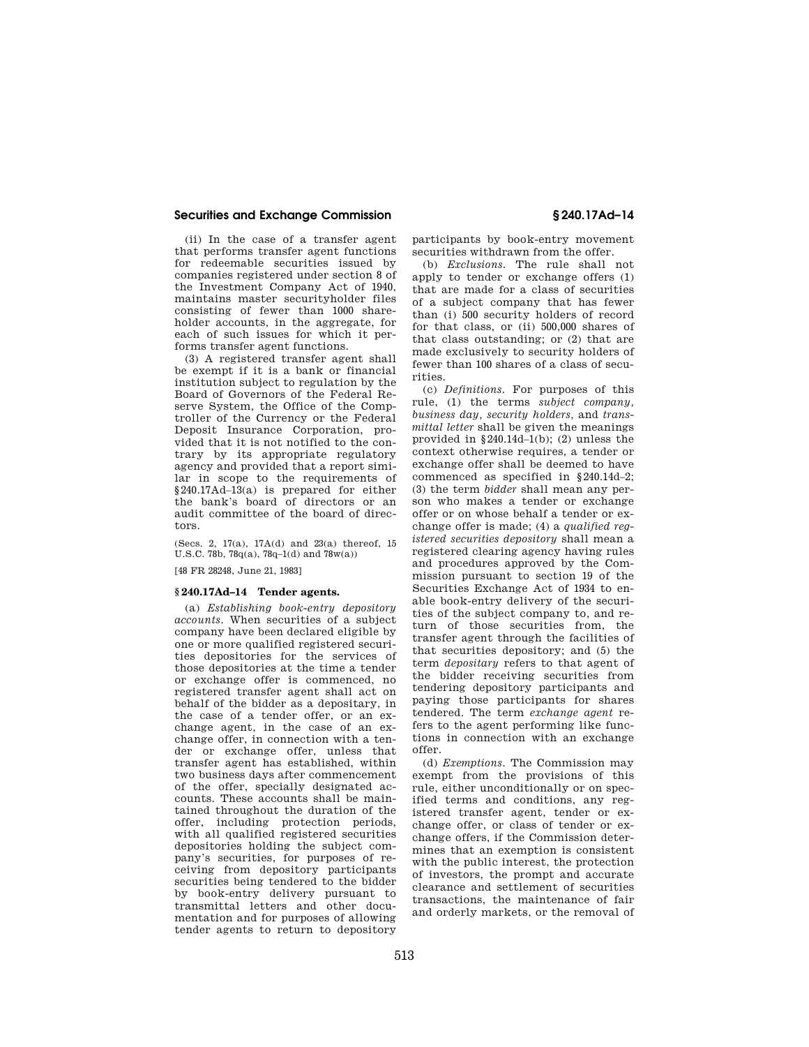(ii) In the case of a transfer agent that performs transfer agent functions for redeemable securities issued by companies registered under section 8 of the Investment Company Act of 1940, maintains master securityholder files consisting of fewer than 1000 shareholder accounts, in the aggregate, for each of such issues for which it performs transfer agent functions.

(3) A registered transfer agent shall be exempt if it is a bank or financial institution subject to regulation by the Board of Governors of the Federal Reserve System, the Office of the Comptroller of the Currency or the Federal Deposit Insurance Corporation, provided that it is not notified to the contrary by its appropriate regulatory agency and provided that a report similar in scope to the requirements of §240.17Ad–13(a) is prepared for either the bank's board of directors or an audit committee of the board of directors.

(Secs. 2, 17(a), 17A(d) and 23(a) thereof, 15 U.S.C. 78b, 78q(a), 78q–1(d) and 78w(a))

[48 FR 28248, June 21, 1983]

## §240.17Ad–14 Tender agents.

(a) *Establishing book-entry depository accounts.* When securities of a subject company have been declared eligible by one or more qualified registered securities depositories for the services of those depositories at the time a tender or exchange offer is commenced, no registered transfer agent shall act on behalf of the bidder as a depositary, in the case of a tender offer, or an exchange agent, in the case of an exchange offer, in connection with a tender or exchange offer, unless that transfer agent has established, within two business days after commencement of the offer, specially designated accounts. These accounts shall be maintained throughout the duration of the offer, including protection periods, with all qualified registered securities depositories holding the subject company's securities, for purposes of receiving from depository participants securities being tendered to the bidder by book-entry delivery pursuant to transmittal letters and other documentation and for purposes of allowing tender agents to return to depository participants by book-entry movement securities withdrawn from the offer.

(b) *Exclusions.* The rule shall not apply to tender or exchange offers (1) that are made for a class of securities of a subject company that has fewer than (i) 500 security holders of record for that class, or (ii) 500,000 shares of that class outstanding; or (2) that are made exclusively to security holders of fewer than 100 shares of a class of securities.

(c) *Definitions.* For purposes of this rule, (1) the terms *subject company, business day, security holders,* and *transmittal letter* shall be given the meanings provided in §240.14d–1(b); (2) unless the context otherwise requires, a tender or exchange offer shall be deemed to have commenced as specified in §240.14d–2; (3) the term *bidder* shall mean any person who makes a tender or exchange offer or on whose behalf a tender or exchange offer is made; (4) a *qualified registered securities depository* shall mean a registered clearing agency having rules and procedures approved by the Commission pursuant to section 19 of the Securities Exchange Act of 1934 to enable book-entry delivery of the securities of the subject company to, and return of those securities from, the transfer agent through the facilities of that securities depository; and (5) the term *depositary* refers to that agent of the bidder receiving securities from tendering depository participants and paying those participants for shares tendered. The term *exchange agent* refers to the agent performing like functions in connection with an exchange offer.

(d) *Exemptions.* The Commission may exempt from the provisions of this rule, either unconditionally or on specified terms and conditions, any registered transfer agent, tender or exchange offer, or class of tender or exchange offers, if the Commission determines that an exemption is consistent with the public interest, the protection of investors, the prompt and accurate clearance and settlement of securities transactions, the maintenance of fair and orderly markets, or the removal of